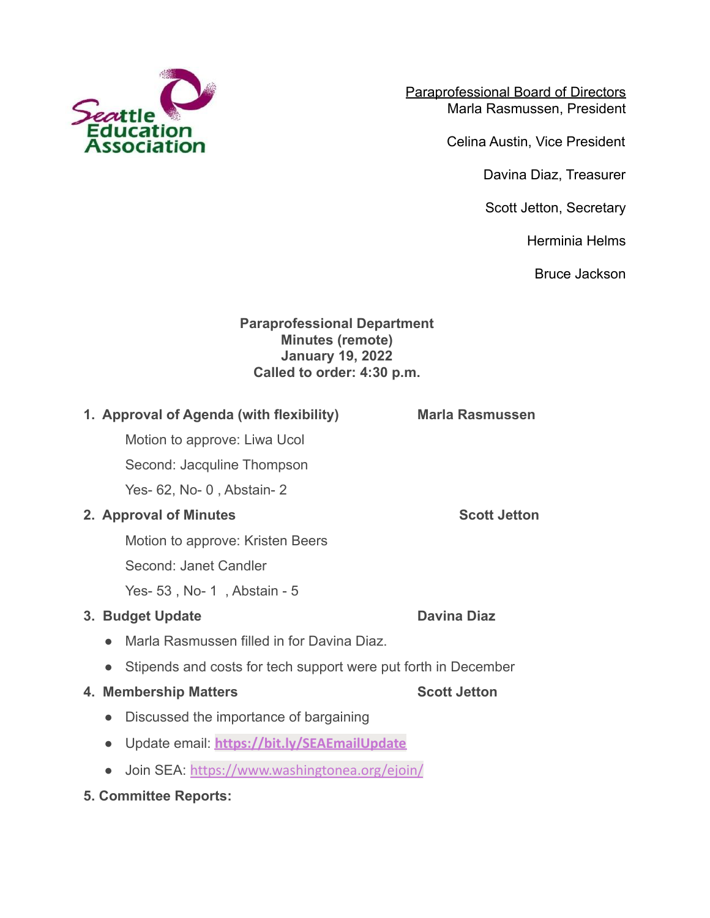Seattle Education Association

Paraprofessional Board of Directors
Marla Rasmussen, President

Celina Austin, Vice President

Davina Diaz, Treasurer

Scott Jetton, Secretary

Herminia Helms

Bruce Jackson

**Paraprofessional Department**
**Minutes (remote)**
**January 19, 2022**
**Called to order: 4:30 p.m.**

1. **Approval of Agenda (with flexibility)** **Marla Rasmussen**

    Motion to approve: Liwa Ucol

    Second: Jacquline Thompson

    Yes- 62, No- 0 , Abstain- 2

2. **Approval of Minutes** **Scott Jetton**

    Motion to approve: Kristen Beers

    Second: Janet Candler

    Yes- 53 , No- 1 , Abstain - 5

3. **Budget Update** **Davina Diaz**
    - Marla Rasmussen filled in for Davina Diaz.
    - Stipends and costs for tech support were put forth in December

4. **Membership Matters** **Scott Jetton**
    - Discussed the importance of bargaining
    - Update email: **https://bit.ly/SEAEmailUpdate**
    - Join SEA: https://www.washingtonea.org/ejoin/

**5. Committee Reports:**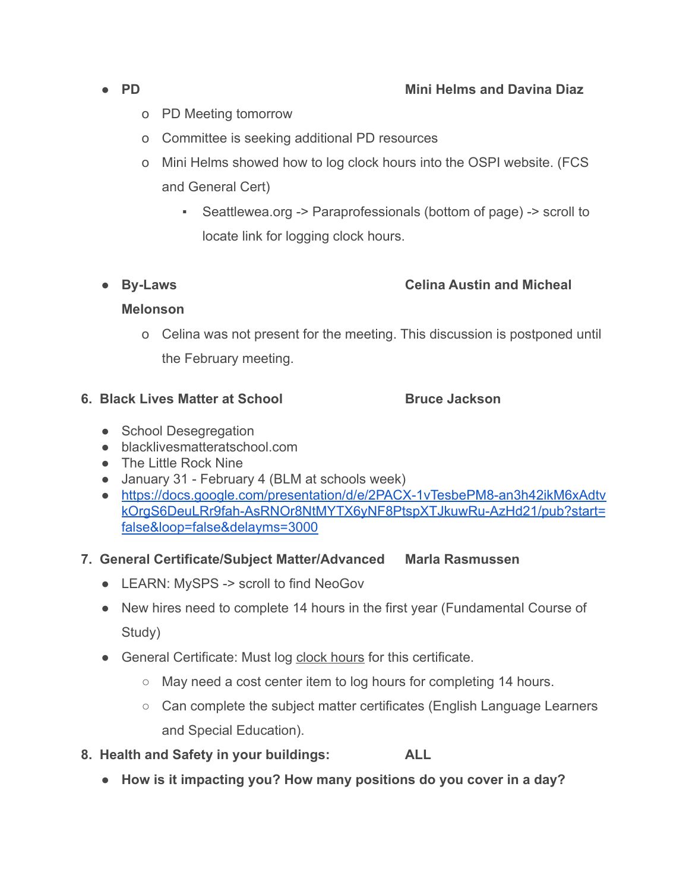- **PD** **Mini Helms and Davina Diaz**
  - PD Meeting tomorrow
  - Committee is seeking additional PD resources
  - Mini Helms showed how to log clock hours into the OSPI website. (FCS and General Cert)
    - Seattlewea.org -> Paraprofessionals (bottom of page) -> scroll to locate link for logging clock hours.

- **By-Laws** **Celina Austin and Micheal Melonson**
  - Celina was not present for the meeting. This discussion is postponed until the February meeting.

6. **Black Lives Matter at School** **Bruce Jackson**

- School Desegregation
- blacklivesmatteratschool.com
- The Little Rock Nine
- January 31 - February 4 (BLM at schools week)
- [https://docs.google.com/presentation/d/e/2PACX-1vTesbePM8-an3h42ikM6xAdtvkOrgS6DeuLRr9fah-AsRNOr8NtMYTX6yNF8PtspXTJkuwRu-AzHd21/pub?start=false&loop=false&delayms=3000](https://docs.google.com/presentation/d/e/2PACX-1vTesbePM8-an3h42ikM6xAdtvkOrgS6DeuLRr9fah-AsRNOr8NtMYTX6yNF8PtspXTJkuwRu-AzHd21/pub?start=false&loop=false&delayms=3000)

7. **General Certificate/Subject Matter/Advanced** **Marla Rasmussen**

- LEARN: MySPS -> scroll to find NeoGov
- New hires need to complete 14 hours in the first year (Fundamental Course of Study)
- General Certificate: Must log clock hours for this certificate.
  - May need a cost center item to log hours for completing 14 hours.
  - Can complete the subject matter certificates (English Language Learners and Special Education).

8. **Health and Safety in your buildings:** **ALL**

- **How is it impacting you? How many positions do you cover in a day?**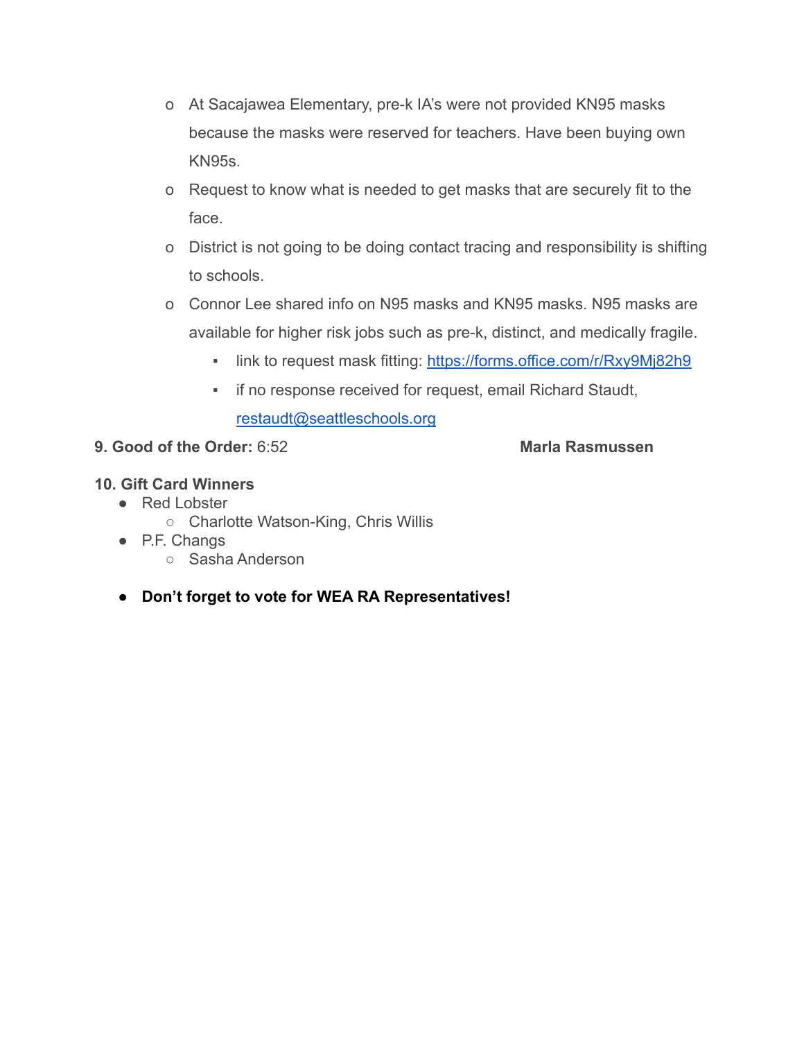- At Sacajawea Elementary, pre-k IA's were not provided KN95 masks because the masks were reserved for teachers. Have been buying own KN95s.
- Request to know what is needed to get masks that are securely fit to the face.
- District is not going to be doing contact tracing and responsibility is shifting to schools.
- Connor Lee shared info on N95 masks and KN95 masks. N95 masks are available for higher risk jobs such as pre-k, distinct, and medically fragile.
  - link to request mask fitting: [https://forms.office.com/r/Rxy9Mj82h9](https://forms.office.com/r/Rxy9Mj82h9)
  - if no response received for request, email Richard Staudt, [restaudt@seattleschools.org](mailto:restaudt@seattleschools.org)

**9. Good of the Order:** 6:52 **Marla Rasmussen**

**10. Gift Card Winners**

- Red Lobster
  - Charlotte Watson-King, Chris Willis
- P.F. Changs
  - Sasha Anderson

- **Don't forget to vote for WEA RA Representatives!**